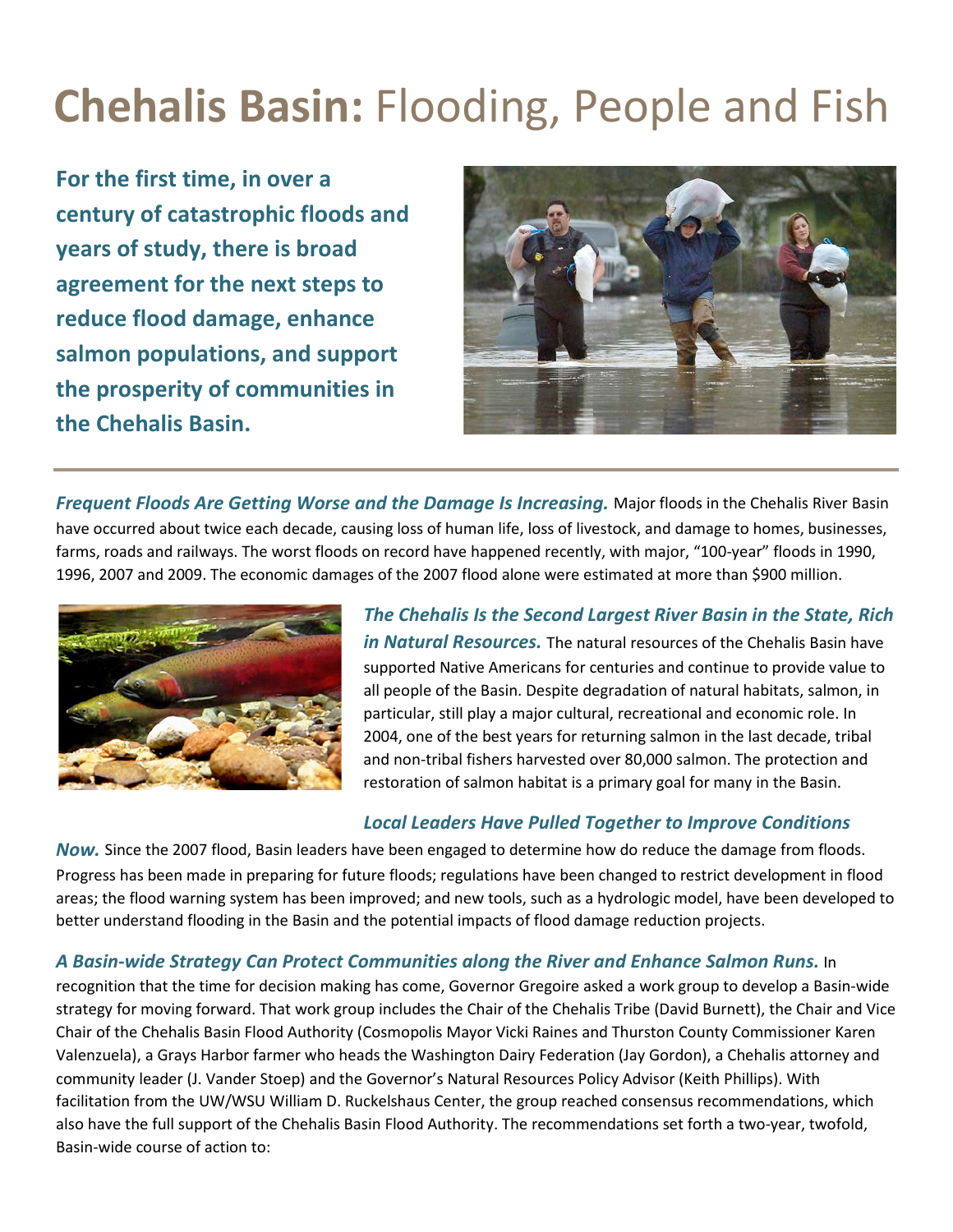# **Chehalis Basin:** Flooding, People and Fish

**For the first time, in over a century of catastrophic floods and years of study, there is broad agreement for the next steps to reduce flood damage, enhance salmon populations, and support the prosperity of communities in the Chehalis Basin.**

***Frequent Floods Are Getting Worse and the Damage Is Increasing.*** Major floods in the Chehalis River Basin have occurred about twice each decade, causing loss of human life, loss of livestock, and damage to homes, businesses, farms, roads and railways. The worst floods on record have happened recently, with major, "100-year" floods in 1990, 1996, 2007 and 2009. The economic damages of the 2007 flood alone were estimated at more than $900 million.

***The Chehalis Is the Second Largest River Basin in the State, Rich in Natural Resources.*** The natural resources of the Chehalis Basin have supported Native Americans for centuries and continue to provide value to all people of the Basin. Despite degradation of natural habitats, salmon, in particular, still play a major cultural, recreational and economic role. In 2004, one of the best years for returning salmon in the last decade, tribal and non-tribal fishers harvested over 80,000 salmon. The protection and restoration of salmon habitat is a primary goal for many in the Basin.

***Local Leaders Have Pulled Together to Improve Conditions Now.*** Since the 2007 flood, Basin leaders have been engaged to determine how do reduce the damage from floods. Progress has been made in preparing for future floods; regulations have been changed to restrict development in flood areas; the flood warning system has been improved; and new tools, such as a hydrologic model, have been developed to better understand flooding in the Basin and the potential impacts of flood damage reduction projects.

***A Basin-wide Strategy Can Protect Communities along the River and Enhance Salmon Runs.*** In recognition that the time for decision making has come, Governor Gregoire asked a work group to develop a Basin-wide strategy for moving forward. That work group includes the Chair of the Chehalis Tribe (David Burnett), the Chair and Vice Chair of the Chehalis Basin Flood Authority (Cosmopolis Mayor Vicki Raines and Thurston County Commissioner Karen Valenzuela), a Grays Harbor farmer who heads the Washington Dairy Federation (Jay Gordon), a Chehalis attorney and community leader (J. Vander Stoep) and the Governor's Natural Resources Policy Advisor (Keith Phillips). With facilitation from the UW/WSU William D. Ruckelshaus Center, the group reached consensus recommendations, which also have the full support of the Chehalis Basin Flood Authority. The recommendations set forth a two-year, twofold, Basin-wide course of action to: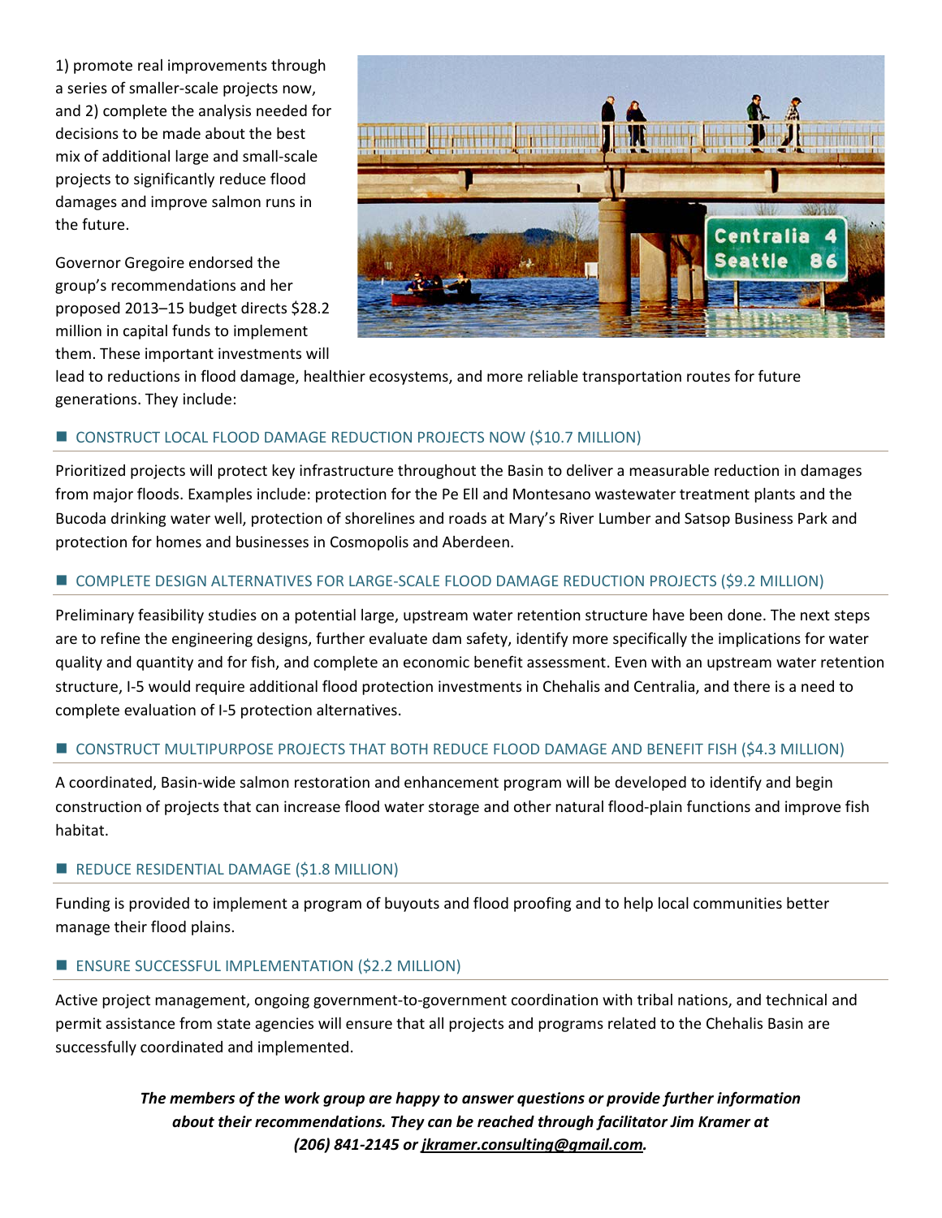1) promote real improvements through a series of smaller-scale projects now, and 2) complete the analysis needed for decisions to be made about the best mix of additional large and small-scale projects to significantly reduce flood damages and improve salmon runs in the future.

Governor Gregoire endorsed the group's recommendations and her proposed 2013–15 budget directs $28.2 million in capital funds to implement them. These important investments will lead to reductions in flood damage, healthier ecosystems, and more reliable transportation routes for future generations. They include:

### CONSTRUCT LOCAL FLOOD DAMAGE REDUCTION PROJECTS NOW ($10.7 MILLION)

Prioritized projects will protect key infrastructure throughout the Basin to deliver a measurable reduction in damages from major floods. Examples include: protection for the Pe Ell and Montesano wastewater treatment plants and the Bucoda drinking water well, protection of shorelines and roads at Mary's River Lumber and Satsop Business Park and protection for homes and businesses in Cosmopolis and Aberdeen.

### COMPLETE DESIGN ALTERNATIVES FOR LARGE-SCALE FLOOD DAMAGE REDUCTION PROJECTS ($9.2 MILLION)

Preliminary feasibility studies on a potential large, upstream water retention structure have been done. The next steps are to refine the engineering designs, further evaluate dam safety, identify more specifically the implications for water quality and quantity and for fish, and complete an economic benefit assessment. Even with an upstream water retention structure, I-5 would require additional flood protection investments in Chehalis and Centralia, and there is a need to complete evaluation of I-5 protection alternatives.

### CONSTRUCT MULTIPURPOSE PROJECTS THAT BOTH REDUCE FLOOD DAMAGE AND BENEFIT FISH ($4.3 MILLION)

A coordinated, Basin-wide salmon restoration and enhancement program will be developed to identify and begin construction of projects that can increase flood water storage and other natural flood-plain functions and improve fish habitat.

### REDUCE RESIDENTIAL DAMAGE ($1.8 MILLION)

Funding is provided to implement a program of buyouts and flood proofing and to help local communities better manage their flood plains.

### ENSURE SUCCESSFUL IMPLEMENTATION ($2.2 MILLION)

Active project management, ongoing government-to-government coordination with tribal nations, and technical and permit assistance from state agencies will ensure that all projects and programs related to the Chehalis Basin are successfully coordinated and implemented.

***The members of the work group are happy to answer questions or provide further information about their recommendations. They can be reached through facilitator Jim Kramer at (206) 841-2145 or jkramer.consulting@gmail.com.***